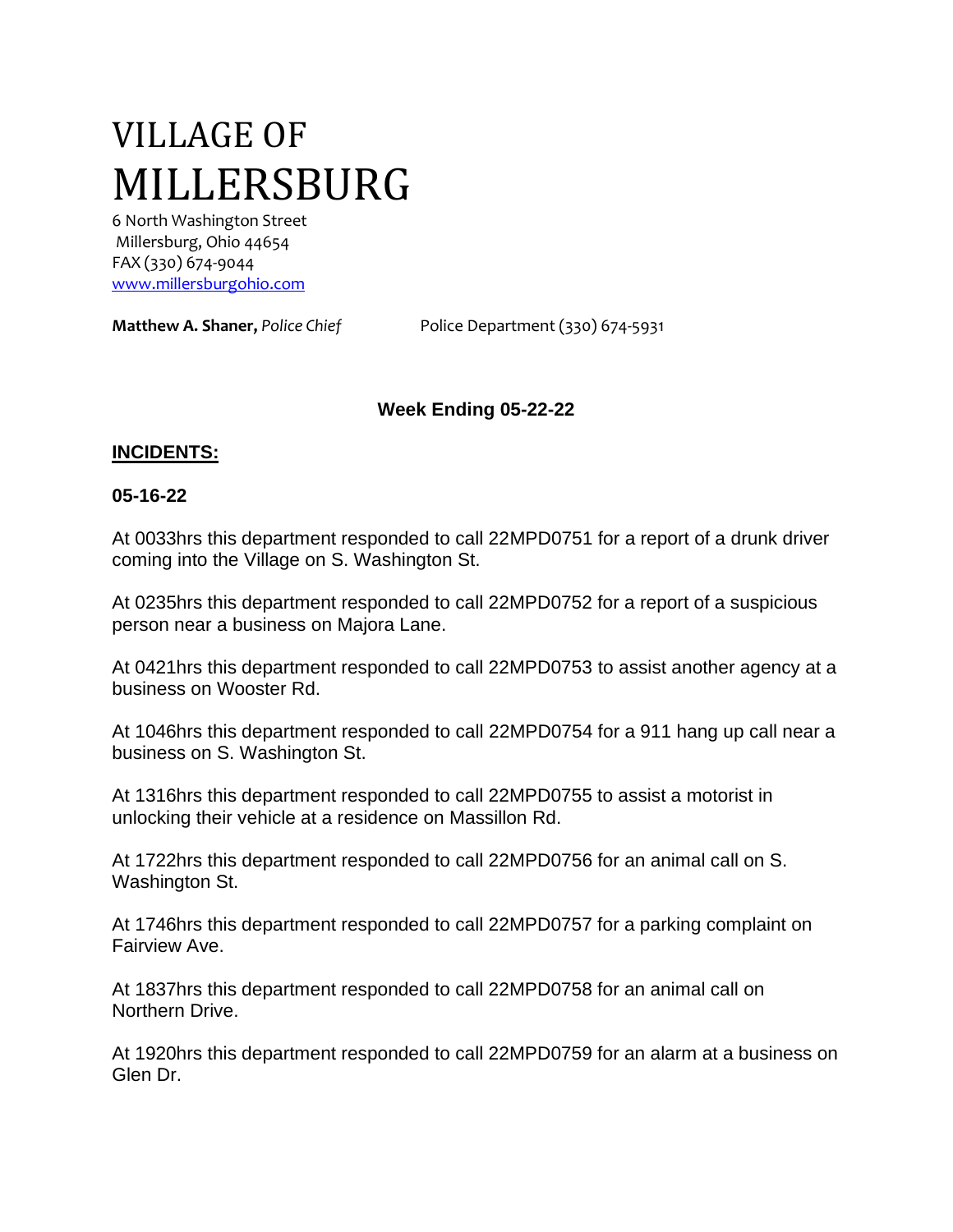# VILLAGE OF
# MILLERSBURG

6 North Washington Street
Millersburg, Ohio 44654
FAX (330) 674-9044
[www.millersburgohio.com](http://www.millersburgohio.com)

**Matthew A. Shaner,** *Police Chief* Police Department (330) 674-5931

### Week Ending 05-22-22

## INCIDENTS:

### 05-16-22

At 0033hrs this department responded to call 22MPD0751 for a report of a drunk driver coming into the Village on S. Washington St.

At 0235hrs this department responded to call 22MPD0752 for a report of a suspicious person near a business on Majora Lane.

At 0421hrs this department responded to call 22MPD0753 to assist another agency at a business on Wooster Rd.

At 1046hrs this department responded to call 22MPD0754 for a 911 hang up call near a business on S. Washington St.

At 1316hrs this department responded to call 22MPD0755 to assist a motorist in unlocking their vehicle at a residence on Massillon Rd.

At 1722hrs this department responded to call 22MPD0756 for an animal call on S. Washington St.

At 1746hrs this department responded to call 22MPD0757 for a parking complaint on Fairview Ave.

At 1837hrs this department responded to call 22MPD0758 for an animal call on Northern Drive.

At 1920hrs this department responded to call 22MPD0759 for an alarm at a business on Glen Dr.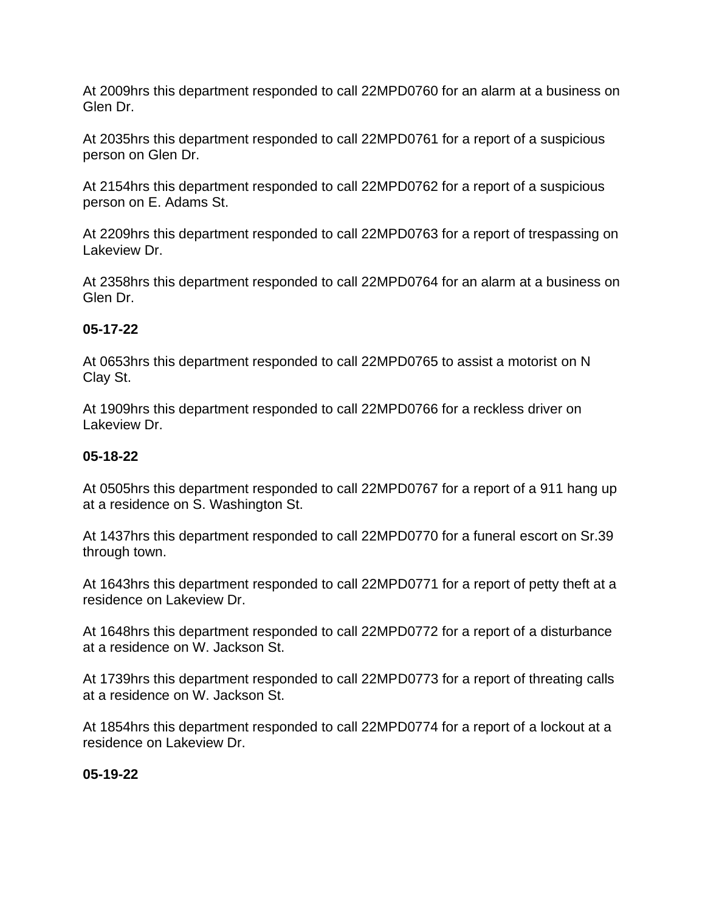At 2009hrs this department responded to call 22MPD0760 for an alarm at a business on Glen Dr.

At 2035hrs this department responded to call 22MPD0761 for a report of a suspicious person on Glen Dr.

At 2154hrs this department responded to call 22MPD0762 for a report of a suspicious person on E. Adams St.

At 2209hrs this department responded to call 22MPD0763 for a report of trespassing on Lakeview Dr.

At 2358hrs this department responded to call 22MPD0764 for an alarm at a business on Glen Dr.

**05-17-22**

At 0653hrs this department responded to call 22MPD0765 to assist a motorist on N Clay St.

At 1909hrs this department responded to call 22MPD0766 for a reckless driver on Lakeview Dr.

**05-18-22**

At 0505hrs this department responded to call 22MPD0767 for a report of a 911 hang up at a residence on S. Washington St.

At 1437hrs this department responded to call 22MPD0770 for a funeral escort on Sr.39 through town.

At 1643hrs this department responded to call 22MPD0771 for a report of petty theft at a residence on Lakeview Dr.

At 1648hrs this department responded to call 22MPD0772 for a report of a disturbance at a residence on W. Jackson St.

At 1739hrs this department responded to call 22MPD0773 for a report of threating calls at a residence on W. Jackson St.

At 1854hrs this department responded to call 22MPD0774 for a report of a lockout at a residence on Lakeview Dr.

**05-19-22**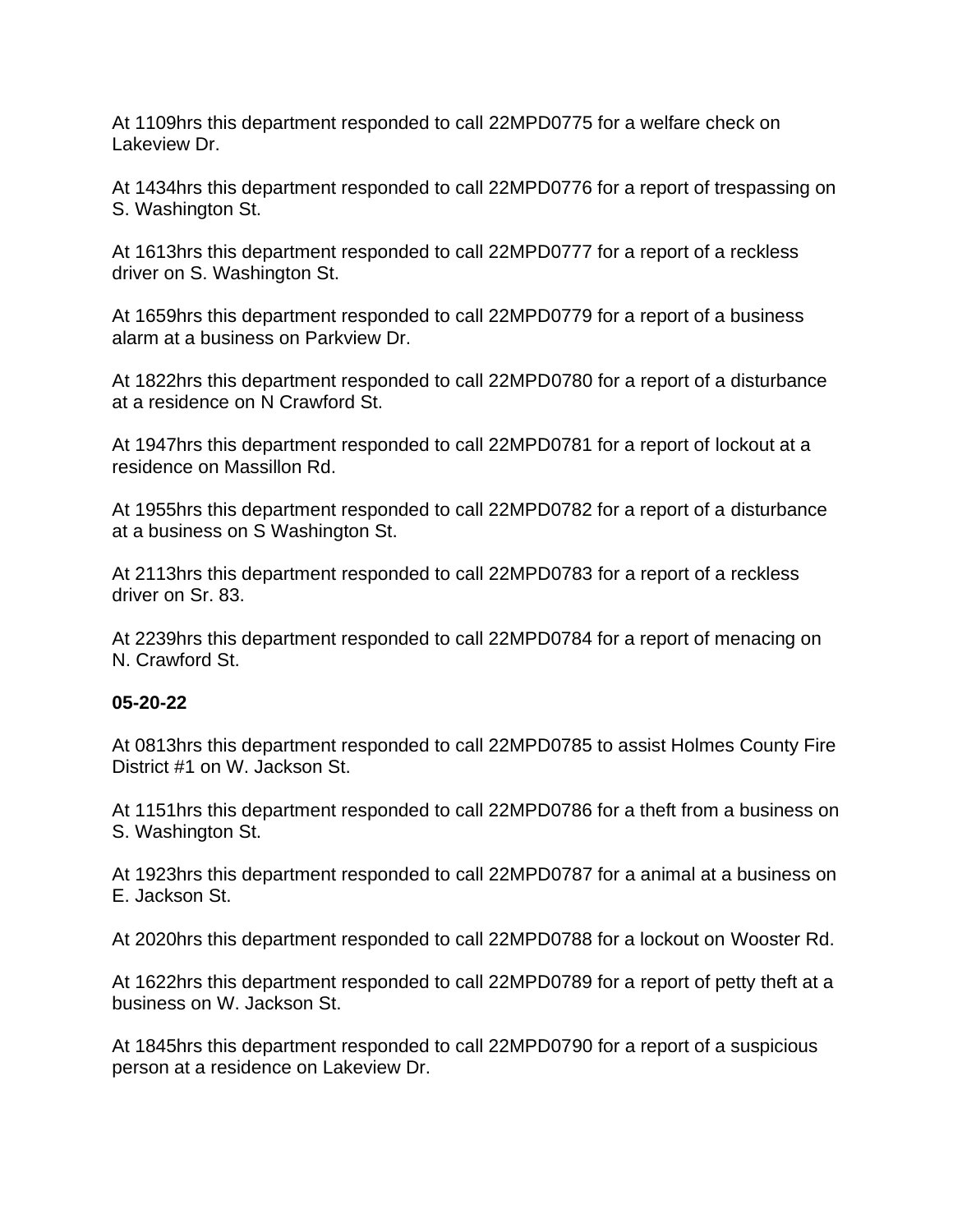At 1109hrs this department responded to call 22MPD0775 for a welfare check on Lakeview Dr.

At 1434hrs this department responded to call 22MPD0776 for a report of trespassing on S. Washington St.

At 1613hrs this department responded to call 22MPD0777 for a report of a reckless driver on S. Washington St.

At 1659hrs this department responded to call 22MPD0779 for a report of a business alarm at a business on Parkview Dr.

At 1822hrs this department responded to call 22MPD0780 for a report of a disturbance at a residence on N Crawford St.

At 1947hrs this department responded to call 22MPD0781 for a report of lockout at a residence on Massillon Rd.

At 1955hrs this department responded to call 22MPD0782 for a report of a disturbance at a business on S Washington St.

At 2113hrs this department responded to call 22MPD0783 for a report of a reckless driver on Sr. 83.

At 2239hrs this department responded to call 22MPD0784 for a report of menacing on N. Crawford St.

**05-20-22**

At 0813hrs this department responded to call 22MPD0785 to assist Holmes County Fire District #1 on W. Jackson St.

At 1151hrs this department responded to call 22MPD0786 for a theft from a business on S. Washington St.

At 1923hrs this department responded to call 22MPD0787 for a animal at a business on E. Jackson St.

At 2020hrs this department responded to call 22MPD0788 for a lockout on Wooster Rd.

At 1622hrs this department responded to call 22MPD0789 for a report of petty theft at a business on W. Jackson St.

At 1845hrs this department responded to call 22MPD0790 for a report of a suspicious person at a residence on Lakeview Dr.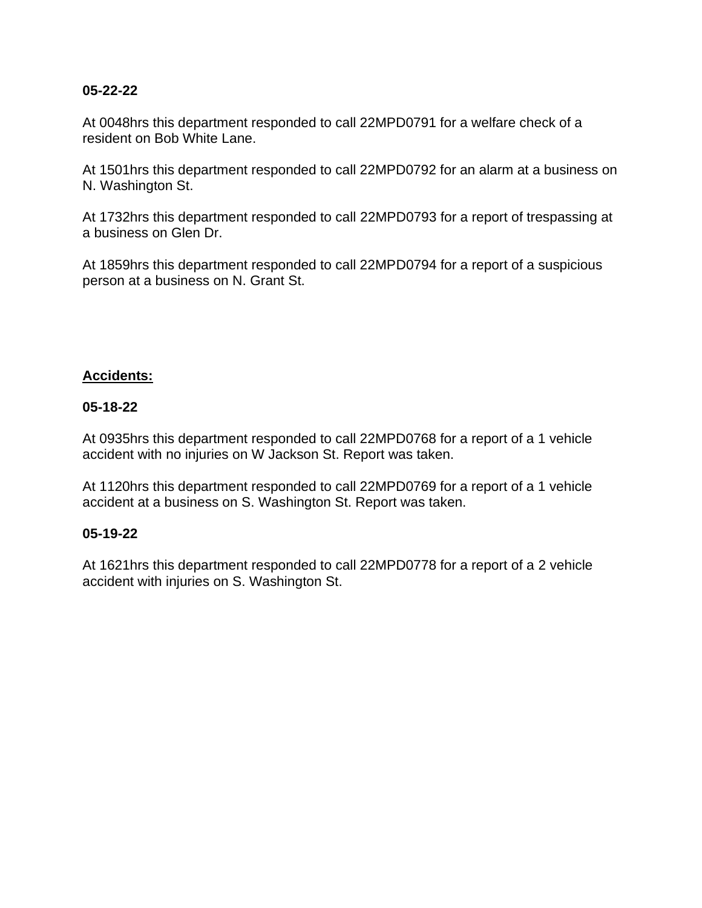**05-22-22**

At 0048hrs this department responded to call 22MPD0791 for a welfare check of a resident on Bob White Lane.

At 1501hrs this department responded to call 22MPD0792 for an alarm at a business on N. Washington St.

At 1732hrs this department responded to call 22MPD0793 for a report of trespassing at a business on Glen Dr.

At 1859hrs this department responded to call 22MPD0794 for a report of a suspicious person at a business on N. Grant St.

**Accidents:**

**05-18-22**

At 0935hrs this department responded to call 22MPD0768 for a report of a 1 vehicle accident with no injuries on W Jackson St. Report was taken.

At 1120hrs this department responded to call 22MPD0769 for a report of a 1 vehicle accident at a business on S. Washington St. Report was taken.

**05-19-22**

At 1621hrs this department responded to call 22MPD0778 for a report of a 2 vehicle accident with injuries on S. Washington St.